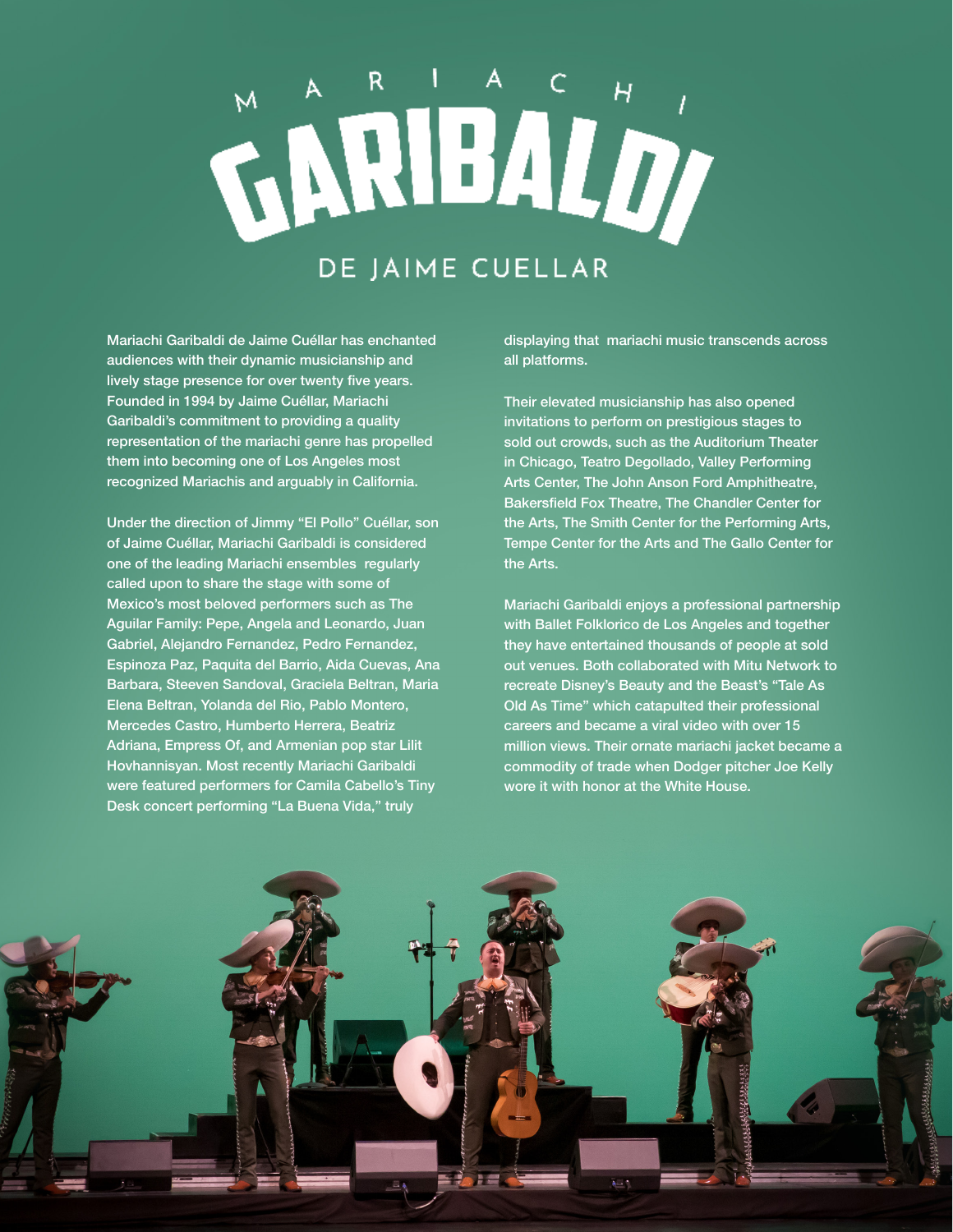# MARIACHI GARIBALDI

## DE JAIME CUELLAR

Mariachi Garibaldi de Jaime Cuéllar has enchanted audiences with their dynamic musicianship and lively stage presence for over twenty five years. Founded in 1994 by Jaime Cuéllar, Mariachi Garibaldi's commitment to providing a quality representation of the mariachi genre has propelled them into becoming one of Los Angeles most recognized Mariachis and arguably in California.

Under the direction of Jimmy "El Pollo" Cuéllar, son of Jaime Cuéllar, Mariachi Garibaldi is considered one of the leading Mariachi ensembles regularly called upon to share the stage with some of Mexico's most beloved performers such as The Aguilar Family: Pepe, Angela and Leonardo, Juan Gabriel, Alejandro Fernandez, Pedro Fernandez, Espinoza Paz, Paquita del Barrio, Aida Cuevas, Ana Barbara, Steeven Sandoval, Graciela Beltran, Maria Elena Beltran, Yolanda del Rio, Pablo Montero, Mercedes Castro, Humberto Herrera, Beatriz Adriana, Empress Of, and Armenian pop star Lilit Hovhannisyan. Most recently Mariachi Garibaldi were featured performers for Camila Cabello's Tiny Desk concert performing "La Buena Vida," truly displaying that mariachi music transcends across all platforms.

Their elevated musicianship has also opened invitations to perform on prestigious stages to sold out crowds, such as the Auditorium Theater in Chicago, Teatro Degollado, Valley Performing Arts Center, The John Anson Ford Amphitheatre, Bakersfield Fox Theatre, The Chandler Center for the Arts, The Smith Center for the Performing Arts, Tempe Center for the Arts and The Gallo Center for the Arts.

Mariachi Garibaldi enjoys a professional partnership with Ballet Folklorico de Los Angeles and together they have entertained thousands of people at sold out venues. Both collaborated with Mitu Network to recreate Disney's Beauty and the Beast's "Tale As Old As Time" which catapulted their professional careers and became a viral video with over 15 million views. Their ornate mariachi jacket became a commodity of trade when Dodger pitcher Joe Kelly wore it with honor at the White House.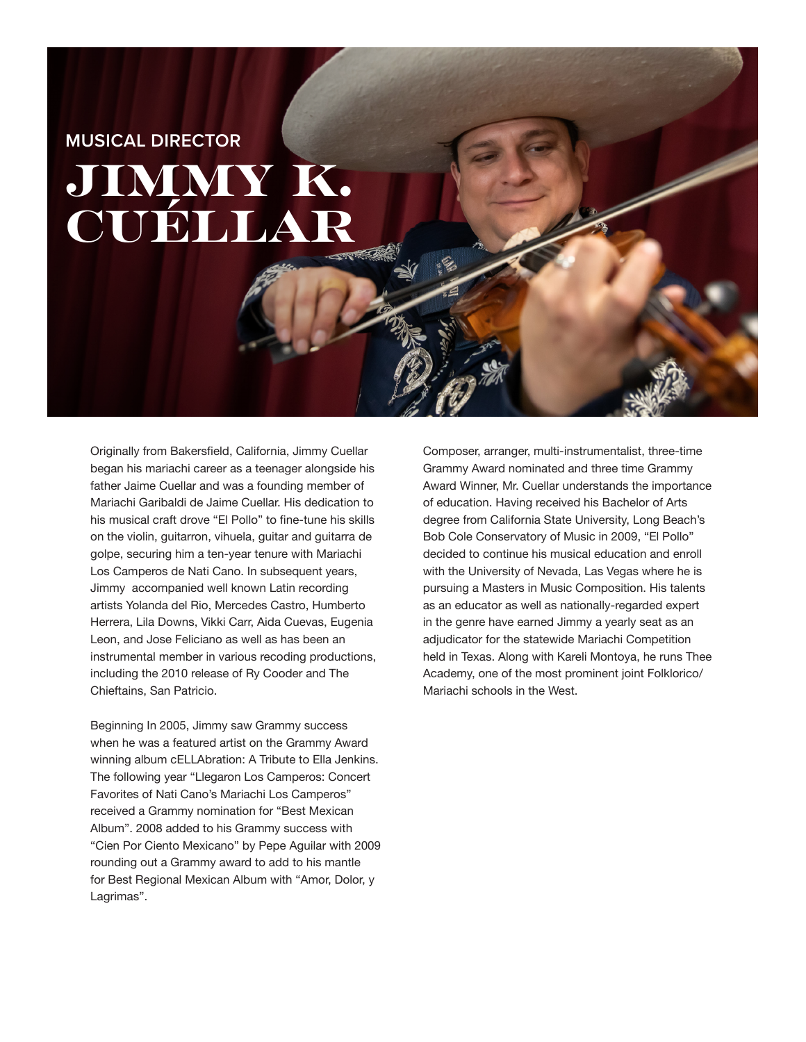MUSICAL DIRECTOR

# JIMMY K. CUÉLLAR

Originally from Bakersfield, California, Jimmy Cuellar began his mariachi career as a teenager alongside his father Jaime Cuellar and was a founding member of Mariachi Garibaldi de Jaime Cuellar. His dedication to his musical craft drove "El Pollo" to fine-tune his skills on the violin, guitarron, vihuela, guitar and guitarra de golpe, securing him a ten-year tenure with Mariachi Los Camperos de Nati Cano. In subsequent years, Jimmy accompanied well known Latin recording artists Yolanda del Rio, Mercedes Castro, Humberto Herrera, Lila Downs, Vikki Carr, Aida Cuevas, Eugenia Leon, and Jose Feliciano as well as has been an instrumental member in various recoding productions, including the 2010 release of Ry Cooder and The Chieftains, San Patricio.

Beginning In 2005, Jimmy saw Grammy success when he was a featured artist on the Grammy Award winning album cELLAbration: A Tribute to Ella Jenkins. The following year "Llegaron Los Camperos: Concert Favorites of Nati Cano's Mariachi Los Camperos" received a Grammy nomination for "Best Mexican Album". 2008 added to his Grammy success with "Cien Por Ciento Mexicano" by Pepe Aguilar with 2009 rounding out a Grammy award to add to his mantle for Best Regional Mexican Album with "Amor, Dolor, y Lagrimas".

Composer, arranger, multi-instrumentalist, three-time Grammy Award nominated and three time Grammy Award Winner, Mr. Cuellar understands the importance of education. Having received his Bachelor of Arts degree from California State University, Long Beach's Bob Cole Conservatory of Music in 2009, "El Pollo" decided to continue his musical education and enroll with the University of Nevada, Las Vegas where he is pursuing a Masters in Music Composition. His talents as an educator as well as nationally-regarded expert in the genre have earned Jimmy a yearly seat as an adjudicator for the statewide Mariachi Competition held in Texas. Along with Kareli Montoya, he runs Thee Academy, one of the most prominent joint Folklorico/ Mariachi schools in the West.